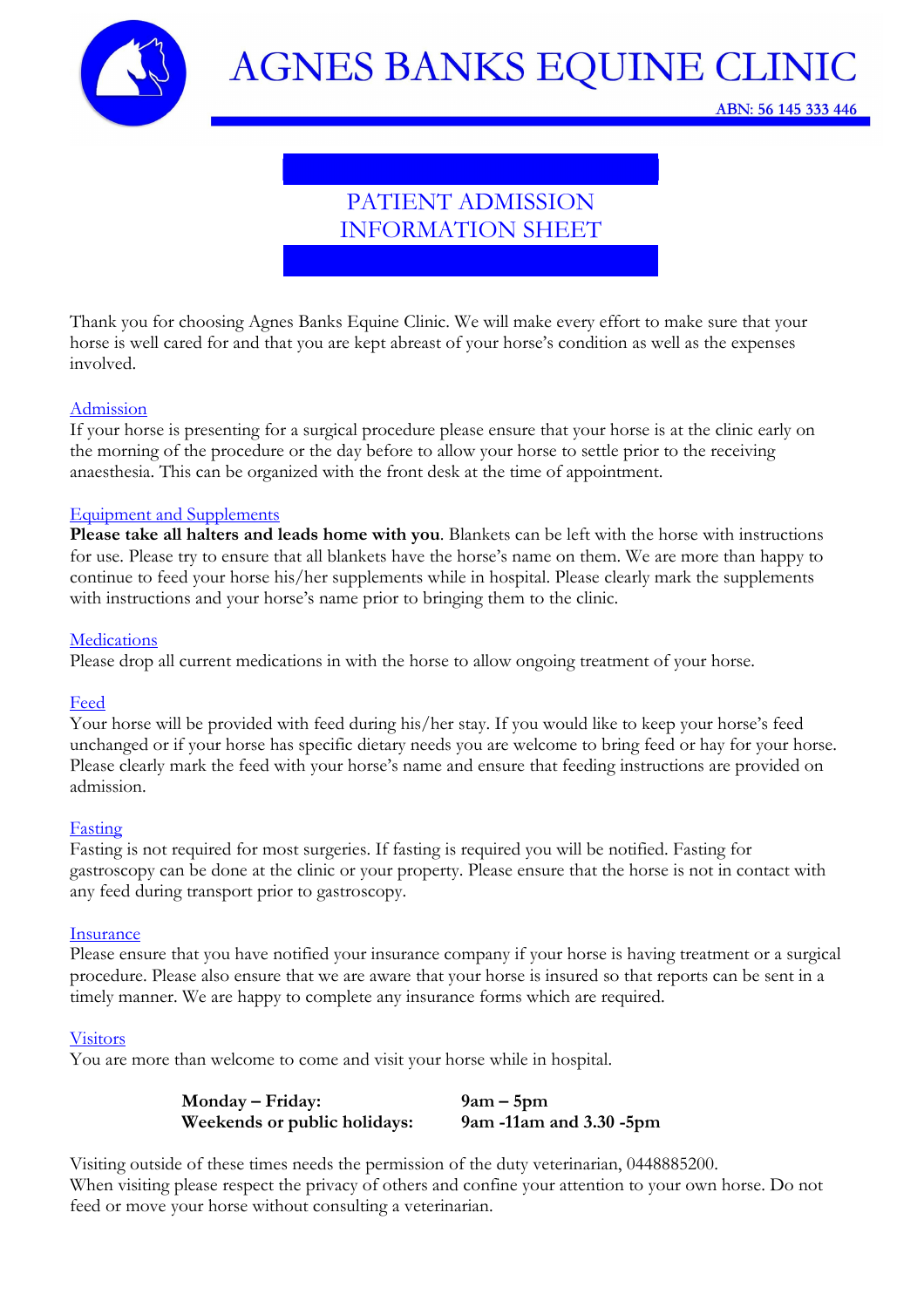# AGNES BANKS EQUINE CLINIC

ABN: 56 145 333 446

## PATIENT ADMISSION INFORMATION SHEET

Thank you for choosing Agnes Banks Equine Clinic. We will make every effort to make sure that your horse is well cared for and that you are kept abreast of your horse's condition as well as the expenses involved.

### Admission

If your horse is presenting for a surgical procedure please ensure that your horse is at the clinic early on the morning of the procedure or the day before to allow your horse to settle prior to the receiving anaesthesia. This can be organized with the front desk at the time of appointment.

### Equipment and Supplements

**Please take all halters and leads home with you**. Blankets can be left with the horse with instructions for use. Please try to ensure that all blankets have the horse's name on them. We are more than happy to continue to feed your horse his/her supplements while in hospital. Please clearly mark the supplements with instructions and your horse's name prior to bringing them to the clinic.

### Medications

Please drop all current medications in with the horse to allow ongoing treatment of your horse.

### Feed

Your horse will be provided with feed during his/her stay. If you would like to keep your horse's feed unchanged or if your horse has specific dietary needs you are welcome to bring feed or hay for your horse. Please clearly mark the feed with your horse's name and ensure that feeding instructions are provided on admission.

### Fasting

Fasting is not required for most surgeries. If fasting is required you will be notified. Fasting for gastroscopy can be done at the clinic or your property. Please ensure that the horse is not in contact with any feed during transport prior to gastroscopy.

### Insurance

Please ensure that you have notified your insurance company if your horse is having treatment or a surgical procedure. Please also ensure that we are aware that your horse is insured so that reports can be sent in a timely manner. We are happy to complete any insurance forms which are required.

### Visitors

You are more than welcome to come and visit your horse while in hospital.

| | |
|---|---|
| **Monday – Friday:** | **9am – 5pm** |
| **Weekends or public holidays:** | **9am -11am and 3.30 -5pm** |

Visiting outside of these times needs the permission of the duty veterinarian, 0448885200.
When visiting please respect the privacy of others and confine your attention to your own horse. Do not feed or move your horse without consulting a veterinarian.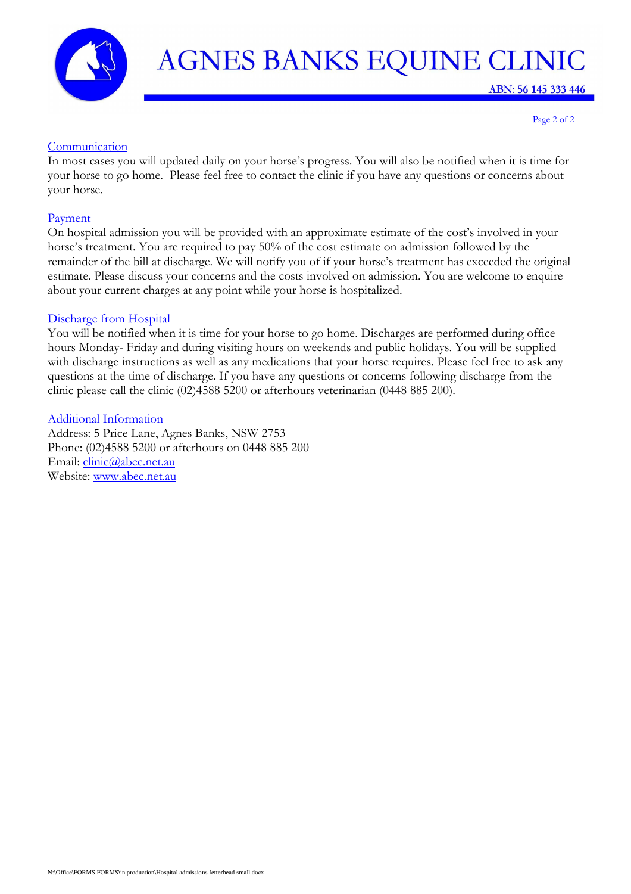## Communication

In most cases you will updated daily on your horse's progress. You will also be notified when it is time for your horse to go home. Please feel free to contact the clinic if you have any questions or concerns about your horse.

## Payment

On hospital admission you will be provided with an approximate estimate of the cost's involved in your horse's treatment. You are required to pay 50% of the cost estimate on admission followed by the remainder of the bill at discharge. We will notify you of if your horse's treatment has exceeded the original estimate. Please discuss your concerns and the costs involved on admission. You are welcome to enquire about your current charges at any point while your horse is hospitalized.

## Discharge from Hospital

You will be notified when it is time for your horse to go home. Discharges are performed during office hours Monday- Friday and during visiting hours on weekends and public holidays. You will be supplied with discharge instructions as well as any medications that your horse requires. Please feel free to ask any questions at the time of discharge. If you have any questions or concerns following discharge from the clinic please call the clinic (02)4588 5200 or afterhours veterinarian (0448 885 200).

## Additional Information

Address: 5 Price Lane, Agnes Banks, NSW 2753
Phone: (02)4588 5200 or afterhours on 0448 885 200
Email: clinic@abec.net.au
Website: www.abec.net.au